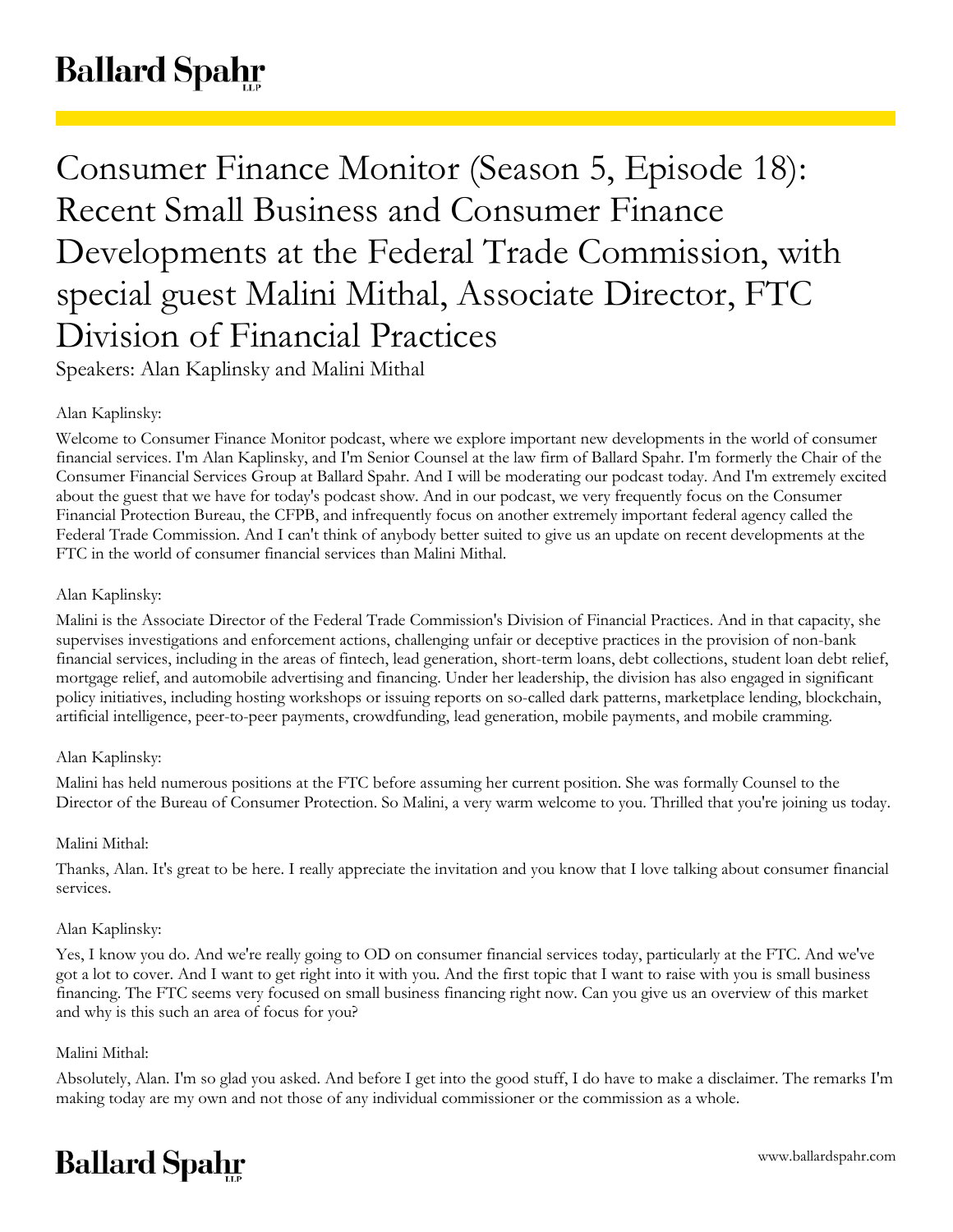# Consumer Finance Monitor (Season 5, Episode 18): Recent Small Business and Consumer Finance Developments at the Federal Trade Commission, with special guest Malini Mithal, Associate Director, FTC Division of Financial Practices

Speakers: Alan Kaplinsky and Malini Mithal

Alan Kaplinsky:

Welcome to Consumer Finance Monitor podcast, where we explore important new developments in the world of consumer financial services. I'm Alan Kaplinsky, and I'm Senior Counsel at the law firm of Ballard Spahr. I'm formerly the Chair of the Consumer Financial Services Group at Ballard Spahr. And I will be moderating our podcast today. And I'm extremely excited about the guest that we have for today's podcast show. And in our podcast, we very frequently focus on the Consumer Financial Protection Bureau, the CFPB, and infrequently focus on another extremely important federal agency called the Federal Trade Commission. And I can't think of anybody better suited to give us an update on recent developments at the FTC in the world of consumer financial services than Malini Mithal.

Alan Kaplinsky:

Malini is the Associate Director of the Federal Trade Commission's Division of Financial Practices. And in that capacity, she supervises investigations and enforcement actions, challenging unfair or deceptive practices in the provision of non-bank financial services, including in the areas of fintech, lead generation, short-term loans, debt collections, student loan debt relief, mortgage relief, and automobile advertising and financing. Under her leadership, the division has also engaged in significant policy initiatives, including hosting workshops or issuing reports on so-called dark patterns, marketplace lending, blockchain, artificial intelligence, peer-to-peer payments, crowdfunding, lead generation, mobile payments, and mobile cramming.

Alan Kaplinsky:

Malini has held numerous positions at the FTC before assuming her current position. She was formally Counsel to the Director of the Bureau of Consumer Protection. So Malini, a very warm welcome to you. Thrilled that you're joining us today.

Malini Mithal:

Thanks, Alan. It's great to be here. I really appreciate the invitation and you know that I love talking about consumer financial services.

Alan Kaplinsky:

Yes, I know you do. And we're really going to OD on consumer financial services today, particularly at the FTC. And we've got a lot to cover. And I want to get right into it with you. And the first topic that I want to raise with you is small business financing. The FTC seems very focused on small business financing right now. Can you give us an overview of this market and why is this such an area of focus for you?

Malini Mithal:

Absolutely, Alan. I'm so glad you asked. And before I get into the good stuff, I do have to make a disclaimer. The remarks I'm making today are my own and not those of any individual commissioner or the commission as a whole.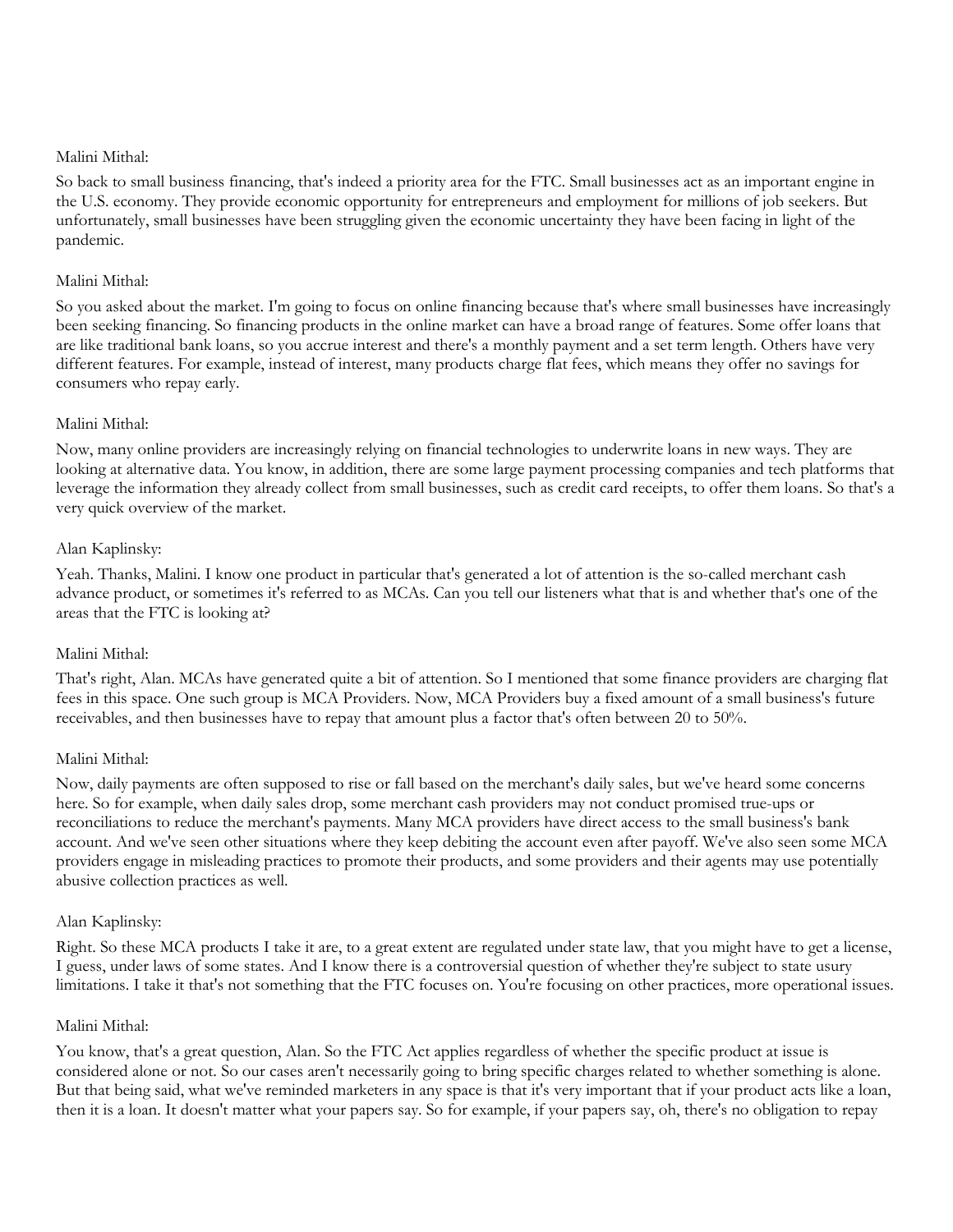Malini Mithal:

So back to small business financing, that's indeed a priority area for the FTC. Small businesses act as an important engine in the U.S. economy. They provide economic opportunity for entrepreneurs and employment for millions of job seekers. But unfortunately, small businesses have been struggling given the economic uncertainty they have been facing in light of the pandemic.

Malini Mithal:

So you asked about the market. I'm going to focus on online financing because that's where small businesses have increasingly been seeking financing. So financing products in the online market can have a broad range of features. Some offer loans that are like traditional bank loans, so you accrue interest and there's a monthly payment and a set term length. Others have very different features. For example, instead of interest, many products charge flat fees, which means they offer no savings for consumers who repay early.

Malini Mithal:

Now, many online providers are increasingly relying on financial technologies to underwrite loans in new ways. They are looking at alternative data. You know, in addition, there are some large payment processing companies and tech platforms that leverage the information they already collect from small businesses, such as credit card receipts, to offer them loans. So that's a very quick overview of the market.

Alan Kaplinsky:

Yeah. Thanks, Malini. I know one product in particular that's generated a lot of attention is the so-called merchant cash advance product, or sometimes it's referred to as MCAs. Can you tell our listeners what that is and whether that's one of the areas that the FTC is looking at?

Malini Mithal:

That's right, Alan. MCAs have generated quite a bit of attention. So I mentioned that some finance providers are charging flat fees in this space. One such group is MCA Providers. Now, MCA Providers buy a fixed amount of a small business's future receivables, and then businesses have to repay that amount plus a factor that's often between 20 to 50%.

Malini Mithal:

Now, daily payments are often supposed to rise or fall based on the merchant's daily sales, but we've heard some concerns here. So for example, when daily sales drop, some merchant cash providers may not conduct promised true-ups or reconciliations to reduce the merchant's payments. Many MCA providers have direct access to the small business's bank account. And we've seen other situations where they keep debiting the account even after payoff. We've also seen some MCA providers engage in misleading practices to promote their products, and some providers and their agents may use potentially abusive collection practices as well.

Alan Kaplinsky:

Right. So these MCA products I take it are, to a great extent are regulated under state law, that you might have to get a license, I guess, under laws of some states. And I know there is a controversial question of whether they're subject to state usury limitations. I take it that's not something that the FTC focuses on. You're focusing on other practices, more operational issues.

Malini Mithal:

You know, that's a great question, Alan. So the FTC Act applies regardless of whether the specific product at issue is considered alone or not. So our cases aren't necessarily going to bring specific charges related to whether something is alone. But that being said, what we've reminded marketers in any space is that it's very important that if your product acts like a loan, then it is a loan. It doesn't matter what your papers say. So for example, if your papers say, oh, there's no obligation to repay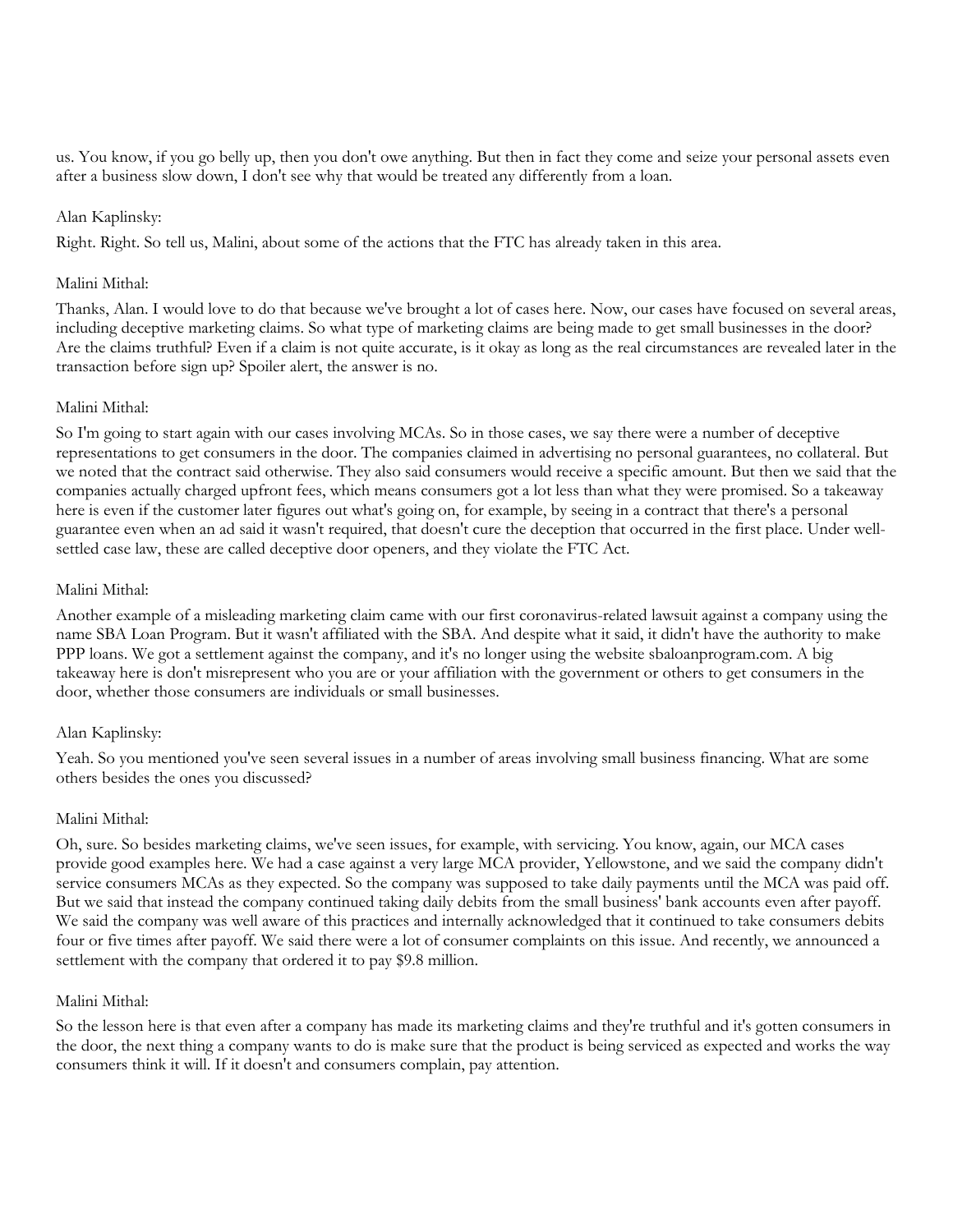us. You know, if you go belly up, then you don't owe anything. But then in fact they come and seize your personal assets even after a business slow down, I don't see why that would be treated any differently from a loan.

Alan Kaplinsky:

Right. Right. So tell us, Malini, about some of the actions that the FTC has already taken in this area.

Malini Mithal:

Thanks, Alan. I would love to do that because we've brought a lot of cases here. Now, our cases have focused on several areas, including deceptive marketing claims. So what type of marketing claims are being made to get small businesses in the door? Are the claims truthful? Even if a claim is not quite accurate, is it okay as long as the real circumstances are revealed later in the transaction before sign up? Spoiler alert, the answer is no.

Malini Mithal:

So I'm going to start again with our cases involving MCAs. So in those cases, we say there were a number of deceptive representations to get consumers in the door. The companies claimed in advertising no personal guarantees, no collateral. But we noted that the contract said otherwise. They also said consumers would receive a specific amount. But then we said that the companies actually charged upfront fees, which means consumers got a lot less than what they were promised. So a takeaway here is even if the customer later figures out what's going on, for example, by seeing in a contract that there's a personal guarantee even when an ad said it wasn't required, that doesn't cure the deception that occurred in the first place. Under well-settled case law, these are called deceptive door openers, and they violate the FTC Act.

Malini Mithal:

Another example of a misleading marketing claim came with our first coronavirus-related lawsuit against a company using the name SBA Loan Program. But it wasn't affiliated with the SBA. And despite what it said, it didn't have the authority to make PPP loans. We got a settlement against the company, and it's no longer using the website sbaloanprogram.com. A big takeaway here is don't misrepresent who you are or your affiliation with the government or others to get consumers in the door, whether those consumers are individuals or small businesses.

Alan Kaplinsky:

Yeah. So you mentioned you've seen several issues in a number of areas involving small business financing. What are some others besides the ones you discussed?

Malini Mithal:

Oh, sure. So besides marketing claims, we've seen issues, for example, with servicing. You know, again, our MCA cases provide good examples here. We had a case against a very large MCA provider, Yellowstone, and we said the company didn't service consumers MCAs as they expected. So the company was supposed to take daily payments until the MCA was paid off. But we said that instead the company continued taking daily debits from the small business' bank accounts even after payoff. We said the company was well aware of this practices and internally acknowledged that it continued to take consumers debits four or five times after payoff. We said there were a lot of consumer complaints on this issue. And recently, we announced a settlement with the company that ordered it to pay $9.8 million.

Malini Mithal:

So the lesson here is that even after a company has made its marketing claims and they're truthful and it's gotten consumers in the door, the next thing a company wants to do is make sure that the product is being serviced as expected and works the way consumers think it will. If it doesn't and consumers complain, pay attention.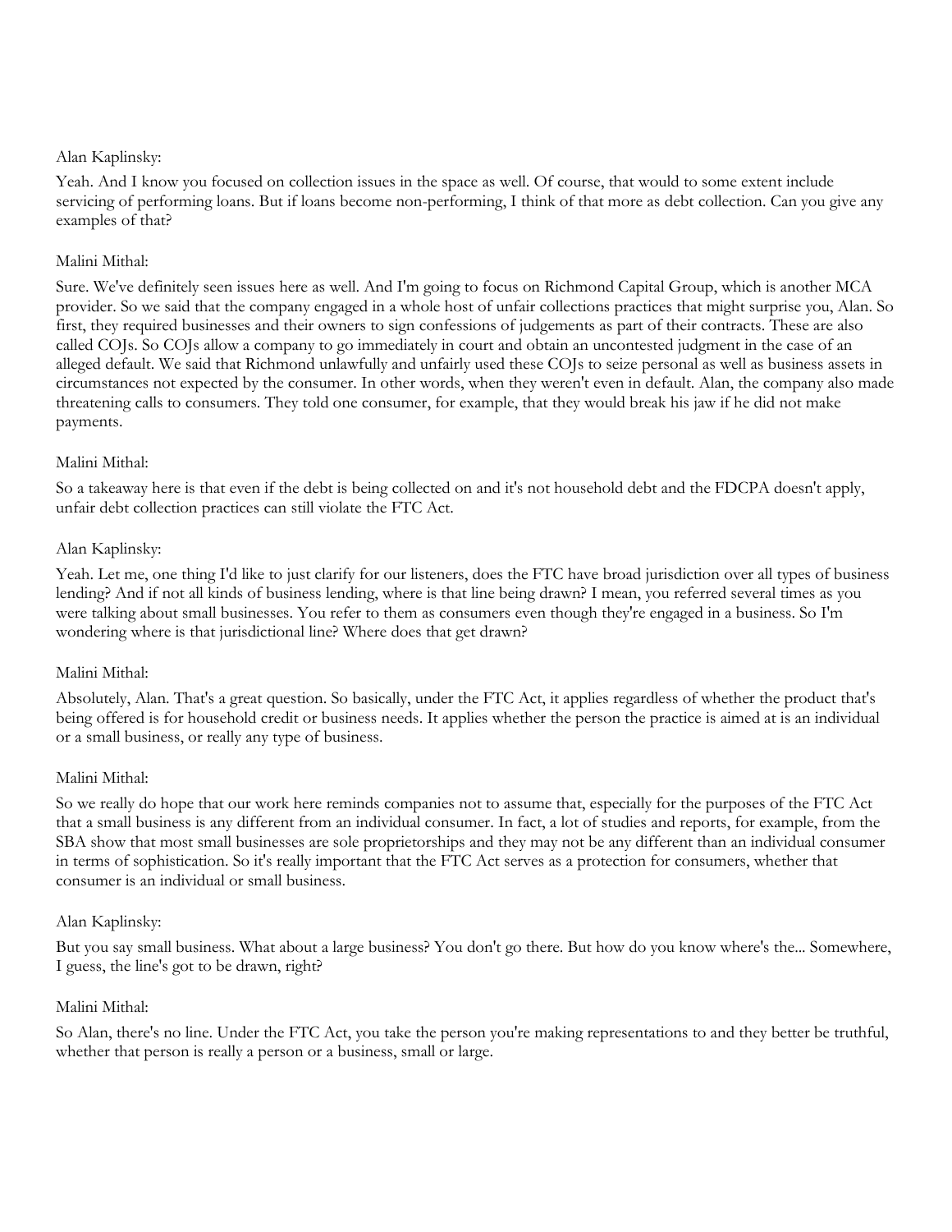Alan Kaplinsky:

Yeah. And I know you focused on collection issues in the space as well. Of course, that would to some extent include servicing of performing loans. But if loans become non-performing, I think of that more as debt collection. Can you give any examples of that?

Malini Mithal:

Sure. We've definitely seen issues here as well. And I'm going to focus on Richmond Capital Group, which is another MCA provider. So we said that the company engaged in a whole host of unfair collections practices that might surprise you, Alan. So first, they required businesses and their owners to sign confessions of judgements as part of their contracts. These are also called COJs. So COJs allow a company to go immediately in court and obtain an uncontested judgment in the case of an alleged default. We said that Richmond unlawfully and unfairly used these COJs to seize personal as well as business assets in circumstances not expected by the consumer. In other words, when they weren't even in default. Alan, the company also made threatening calls to consumers. They told one consumer, for example, that they would break his jaw if he did not make payments.

Malini Mithal:

So a takeaway here is that even if the debt is being collected on and it's not household debt and the FDCPA doesn't apply, unfair debt collection practices can still violate the FTC Act.

Alan Kaplinsky:

Yeah. Let me, one thing I'd like to just clarify for our listeners, does the FTC have broad jurisdiction over all types of business lending? And if not all kinds of business lending, where is that line being drawn? I mean, you referred several times as you were talking about small businesses. You refer to them as consumers even though they're engaged in a business. So I'm wondering where is that jurisdictional line? Where does that get drawn?

Malini Mithal:

Absolutely, Alan. That's a great question. So basically, under the FTC Act, it applies regardless of whether the product that's being offered is for household credit or business needs. It applies whether the person the practice is aimed at is an individual or a small business, or really any type of business.

Malini Mithal:

So we really do hope that our work here reminds companies not to assume that, especially for the purposes of the FTC Act that a small business is any different from an individual consumer. In fact, a lot of studies and reports, for example, from the SBA show that most small businesses are sole proprietorships and they may not be any different than an individual consumer in terms of sophistication. So it's really important that the FTC Act serves as a protection for consumers, whether that consumer is an individual or small business.

Alan Kaplinsky:

But you say small business. What about a large business? You don't go there. But how do you know where's the... Somewhere, I guess, the line's got to be drawn, right?

Malini Mithal:

So Alan, there's no line. Under the FTC Act, you take the person you're making representations to and they better be truthful, whether that person is really a person or a business, small or large.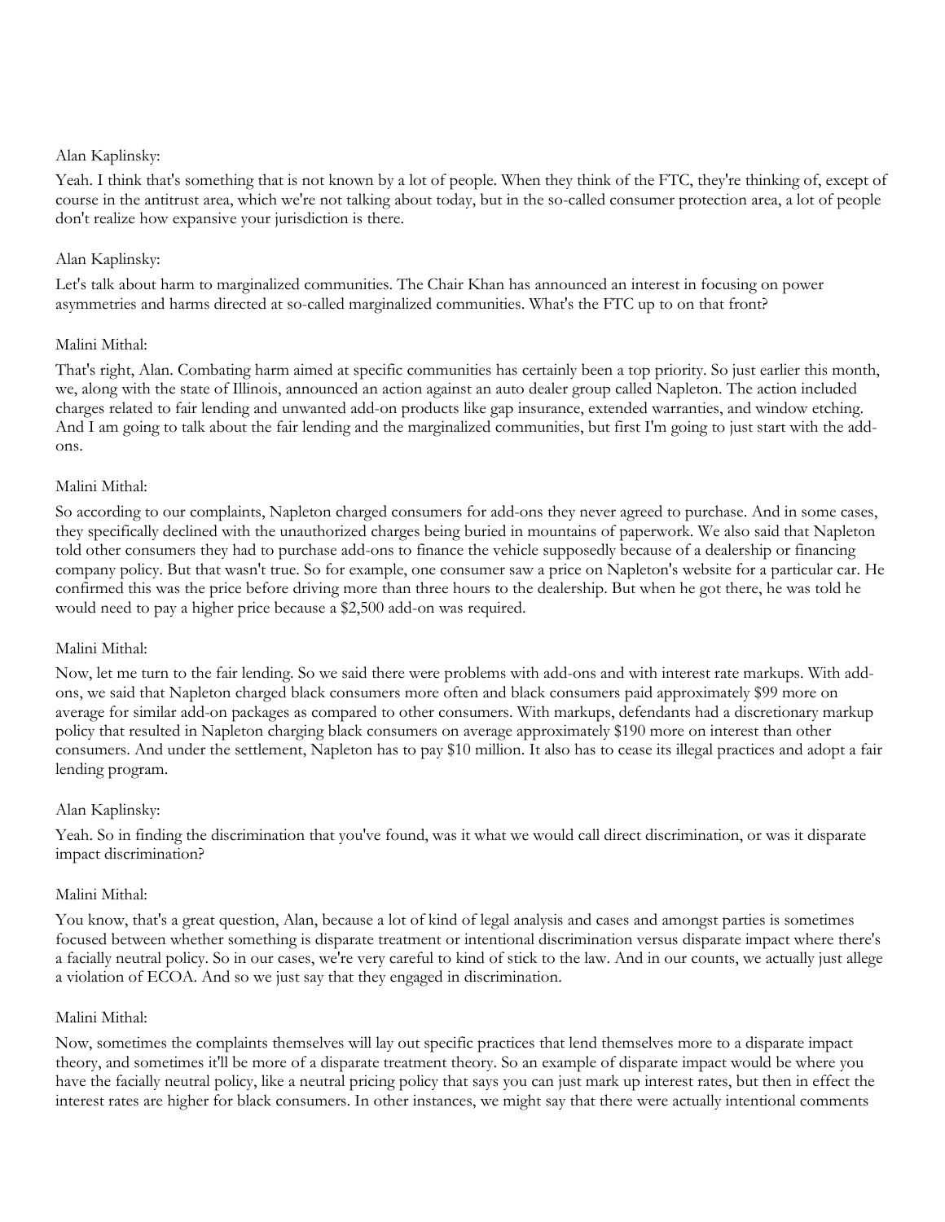Alan Kaplinsky:

Yeah. I think that's something that is not known by a lot of people. When they think of the FTC, they're thinking of, except of course in the antitrust area, which we're not talking about today, but in the so-called consumer protection area, a lot of people don't realize how expansive your jurisdiction is there.

Alan Kaplinsky:

Let's talk about harm to marginalized communities. The Chair Khan has announced an interest in focusing on power asymmetries and harms directed at so-called marginalized communities. What's the FTC up to on that front?

Malini Mithal:

That's right, Alan. Combating harm aimed at specific communities has certainly been a top priority. So just earlier this month, we, along with the state of Illinois, announced an action against an auto dealer group called Napleton. The action included charges related to fair lending and unwanted add-on products like gap insurance, extended warranties, and window etching. And I am going to talk about the fair lending and the marginalized communities, but first I'm going to just start with the add-ons.

Malini Mithal:

So according to our complaints, Napleton charged consumers for add-ons they never agreed to purchase. And in some cases, they specifically declined with the unauthorized charges being buried in mountains of paperwork. We also said that Napleton told other consumers they had to purchase add-ons to finance the vehicle supposedly because of a dealership or financing company policy. But that wasn't true. So for example, one consumer saw a price on Napleton's website for a particular car. He confirmed this was the price before driving more than three hours to the dealership. But when he got there, he was told he would need to pay a higher price because a $2,500 add-on was required.

Malini Mithal:

Now, let me turn to the fair lending. So we said there were problems with add-ons and with interest rate markups. With add-ons, we said that Napleton charged black consumers more often and black consumers paid approximately $99 more on average for similar add-on packages as compared to other consumers. With markups, defendants had a discretionary markup policy that resulted in Napleton charging black consumers on average approximately $190 more on interest than other consumers. And under the settlement, Napleton has to pay $10 million. It also has to cease its illegal practices and adopt a fair lending program.

Alan Kaplinsky:

Yeah. So in finding the discrimination that you've found, was it what we would call direct discrimination, or was it disparate impact discrimination?

Malini Mithal:

You know, that's a great question, Alan, because a lot of kind of legal analysis and cases and amongst parties is sometimes focused between whether something is disparate treatment or intentional discrimination versus disparate impact where there's a facially neutral policy. So in our cases, we're very careful to kind of stick to the law. And in our counts, we actually just allege a violation of ECOA. And so we just say that they engaged in discrimination.

Malini Mithal:

Now, sometimes the complaints themselves will lay out specific practices that lend themselves more to a disparate impact theory, and sometimes it'll be more of a disparate treatment theory. So an example of disparate impact would be where you have the facially neutral policy, like a neutral pricing policy that says you can just mark up interest rates, but then in effect the interest rates are higher for black consumers. In other instances, we might say that there were actually intentional comments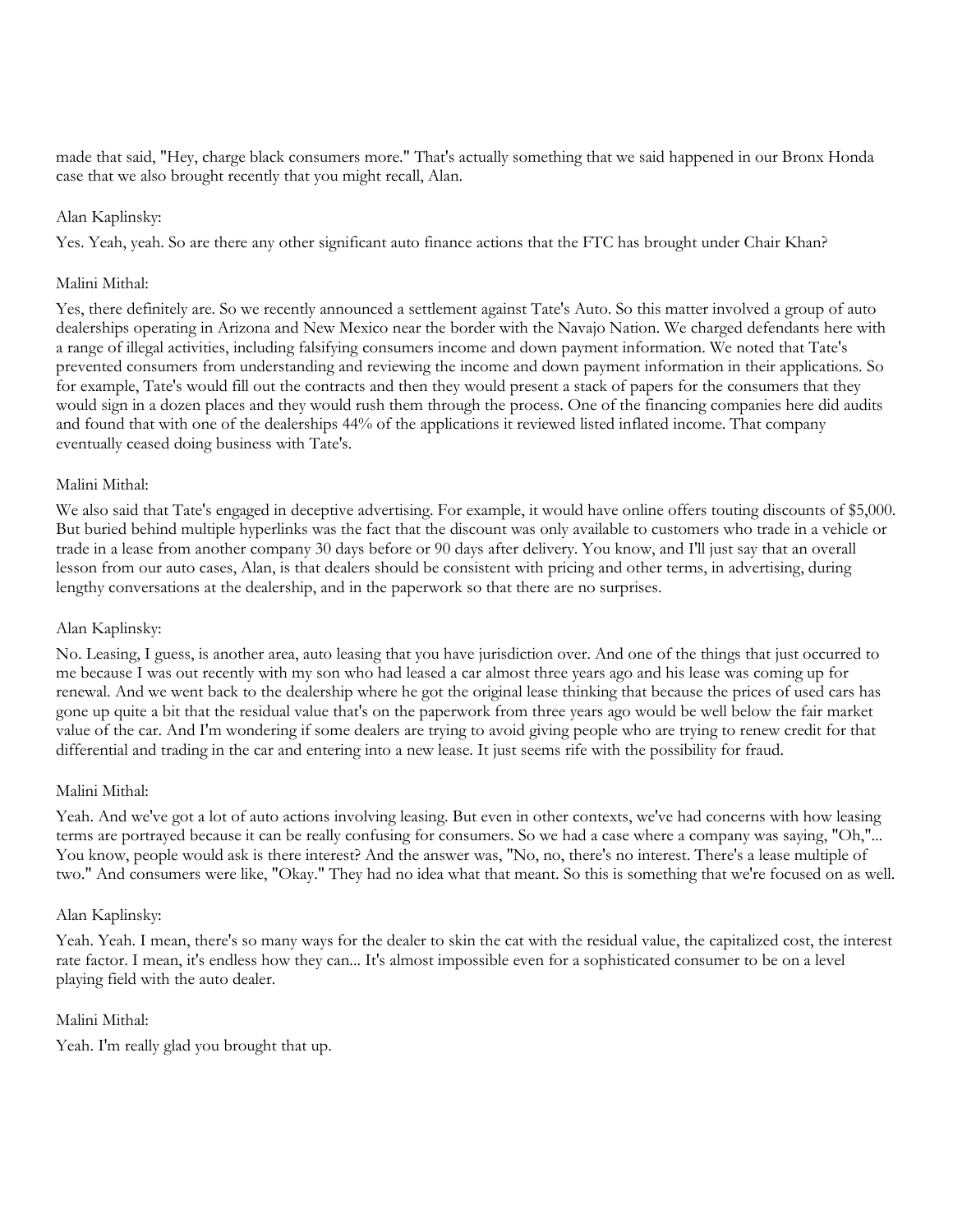made that said, "Hey, charge black consumers more." That's actually something that we said happened in our Bronx Honda case that we also brought recently that you might recall, Alan.

Alan Kaplinsky:

Yes. Yeah, yeah. So are there any other significant auto finance actions that the FTC has brought under Chair Khan?

Malini Mithal:

Yes, there definitely are. So we recently announced a settlement against Tate's Auto. So this matter involved a group of auto dealerships operating in Arizona and New Mexico near the border with the Navajo Nation. We charged defendants here with a range of illegal activities, including falsifying consumers income and down payment information. We noted that Tate's prevented consumers from understanding and reviewing the income and down payment information in their applications. So for example, Tate's would fill out the contracts and then they would present a stack of papers for the consumers that they would sign in a dozen places and they would rush them through the process. One of the financing companies here did audits and found that with one of the dealerships 44% of the applications it reviewed listed inflated income. That company eventually ceased doing business with Tate's.

Malini Mithal:

We also said that Tate's engaged in deceptive advertising. For example, it would have online offers touting discounts of $5,000. But buried behind multiple hyperlinks was the fact that the discount was only available to customers who trade in a vehicle or trade in a lease from another company 30 days before or 90 days after delivery. You know, and I'll just say that an overall lesson from our auto cases, Alan, is that dealers should be consistent with pricing and other terms, in advertising, during lengthy conversations at the dealership, and in the paperwork so that there are no surprises.

Alan Kaplinsky:

No. Leasing, I guess, is another area, auto leasing that you have jurisdiction over. And one of the things that just occurred to me because I was out recently with my son who had leased a car almost three years ago and his lease was coming up for renewal. And we went back to the dealership where he got the original lease thinking that because the prices of used cars has gone up quite a bit that the residual value that's on the paperwork from three years ago would be well below the fair market value of the car. And I'm wondering if some dealers are trying to avoid giving people who are trying to renew credit for that differential and trading in the car and entering into a new lease. It just seems rife with the possibility for fraud.

Malini Mithal:

Yeah. And we've got a lot of auto actions involving leasing. But even in other contexts, we've had concerns with how leasing terms are portrayed because it can be really confusing for consumers. So we had a case where a company was saying, "Oh,"... You know, people would ask is there interest? And the answer was, "No, no, there's no interest. There's a lease multiple of two." And consumers were like, "Okay." They had no idea what that meant. So this is something that we're focused on as well.

Alan Kaplinsky:

Yeah. Yeah. I mean, there's so many ways for the dealer to skin the cat with the residual value, the capitalized cost, the interest rate factor. I mean, it's endless how they can... It's almost impossible even for a sophisticated consumer to be on a level playing field with the auto dealer.

Malini Mithal:

Yeah. I'm really glad you brought that up.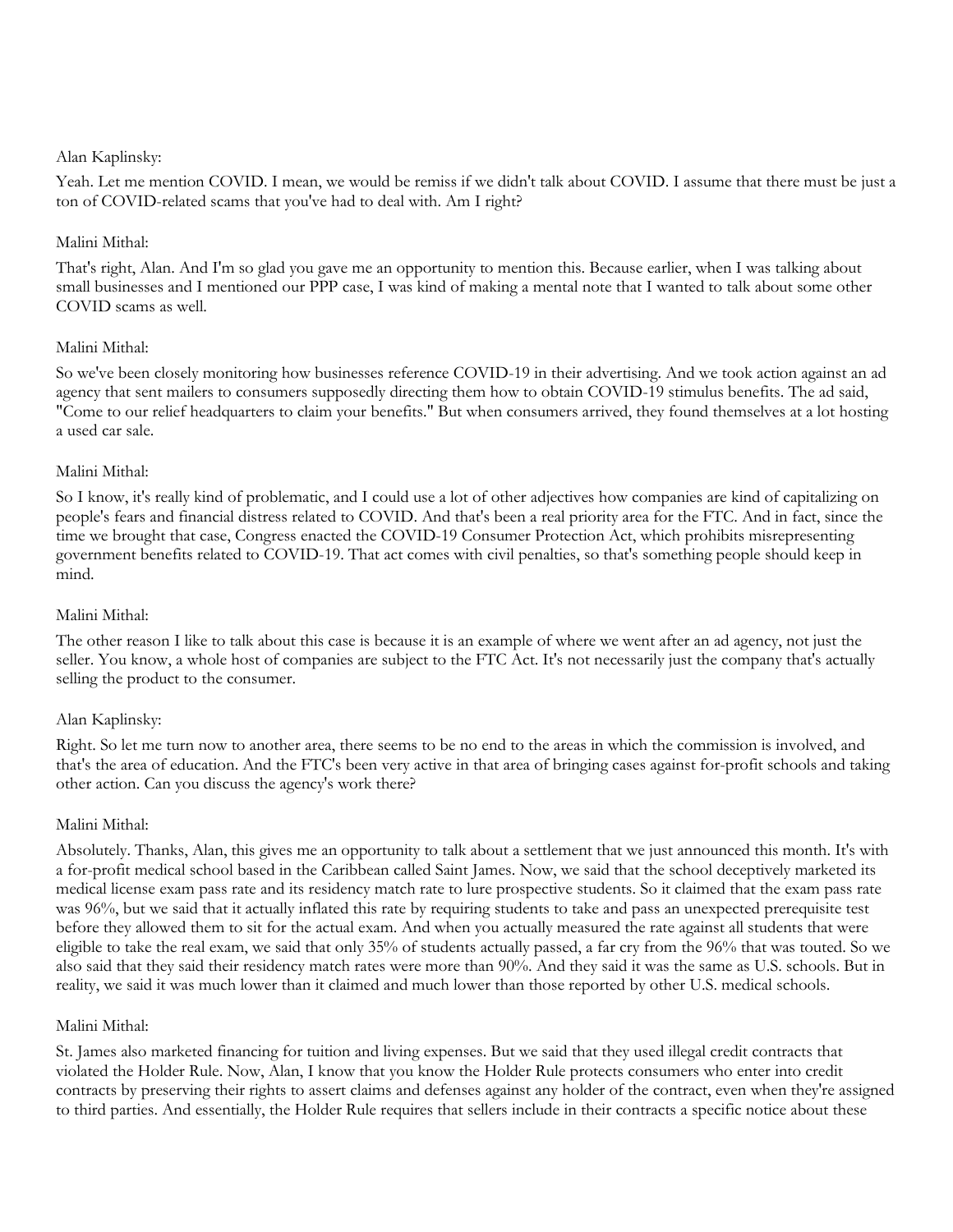Alan Kaplinsky:

Yeah. Let me mention COVID. I mean, we would be remiss if we didn't talk about COVID. I assume that there must be just a ton of COVID-related scams that you've had to deal with. Am I right?

Malini Mithal:

That's right, Alan. And I'm so glad you gave me an opportunity to mention this. Because earlier, when I was talking about small businesses and I mentioned our PPP case, I was kind of making a mental note that I wanted to talk about some other COVID scams as well.

Malini Mithal:

So we've been closely monitoring how businesses reference COVID-19 in their advertising. And we took action against an ad agency that sent mailers to consumers supposedly directing them how to obtain COVID-19 stimulus benefits. The ad said, "Come to our relief headquarters to claim your benefits." But when consumers arrived, they found themselves at a lot hosting a used car sale.

Malini Mithal:

So I know, it's really kind of problematic, and I could use a lot of other adjectives how companies are kind of capitalizing on people's fears and financial distress related to COVID. And that's been a real priority area for the FTC. And in fact, since the time we brought that case, Congress enacted the COVID-19 Consumer Protection Act, which prohibits misrepresenting government benefits related to COVID-19. That act comes with civil penalties, so that's something people should keep in mind.

Malini Mithal:

The other reason I like to talk about this case is because it is an example of where we went after an ad agency, not just the seller. You know, a whole host of companies are subject to the FTC Act. It's not necessarily just the company that's actually selling the product to the consumer.

Alan Kaplinsky:

Right. So let me turn now to another area, there seems to be no end to the areas in which the commission is involved, and that's the area of education. And the FTC's been very active in that area of bringing cases against for-profit schools and taking other action. Can you discuss the agency's work there?

Malini Mithal:

Absolutely. Thanks, Alan, this gives me an opportunity to talk about a settlement that we just announced this month. It's with a for-profit medical school based in the Caribbean called Saint James. Now, we said that the school deceptively marketed its medical license exam pass rate and its residency match rate to lure prospective students. So it claimed that the exam pass rate was 96%, but we said that it actually inflated this rate by requiring students to take and pass an unexpected prerequisite test before they allowed them to sit for the actual exam. And when you actually measured the rate against all students that were eligible to take the real exam, we said that only 35% of students actually passed, a far cry from the 96% that was touted. So we also said that they said their residency match rates were more than 90%. And they said it was the same as U.S. schools. But in reality, we said it was much lower than it claimed and much lower than those reported by other U.S. medical schools.

Malini Mithal:

St. James also marketed financing for tuition and living expenses. But we said that they used illegal credit contracts that violated the Holder Rule. Now, Alan, I know that you know the Holder Rule protects consumers who enter into credit contracts by preserving their rights to assert claims and defenses against any holder of the contract, even when they're assigned to third parties. And essentially, the Holder Rule requires that sellers include in their contracts a specific notice about these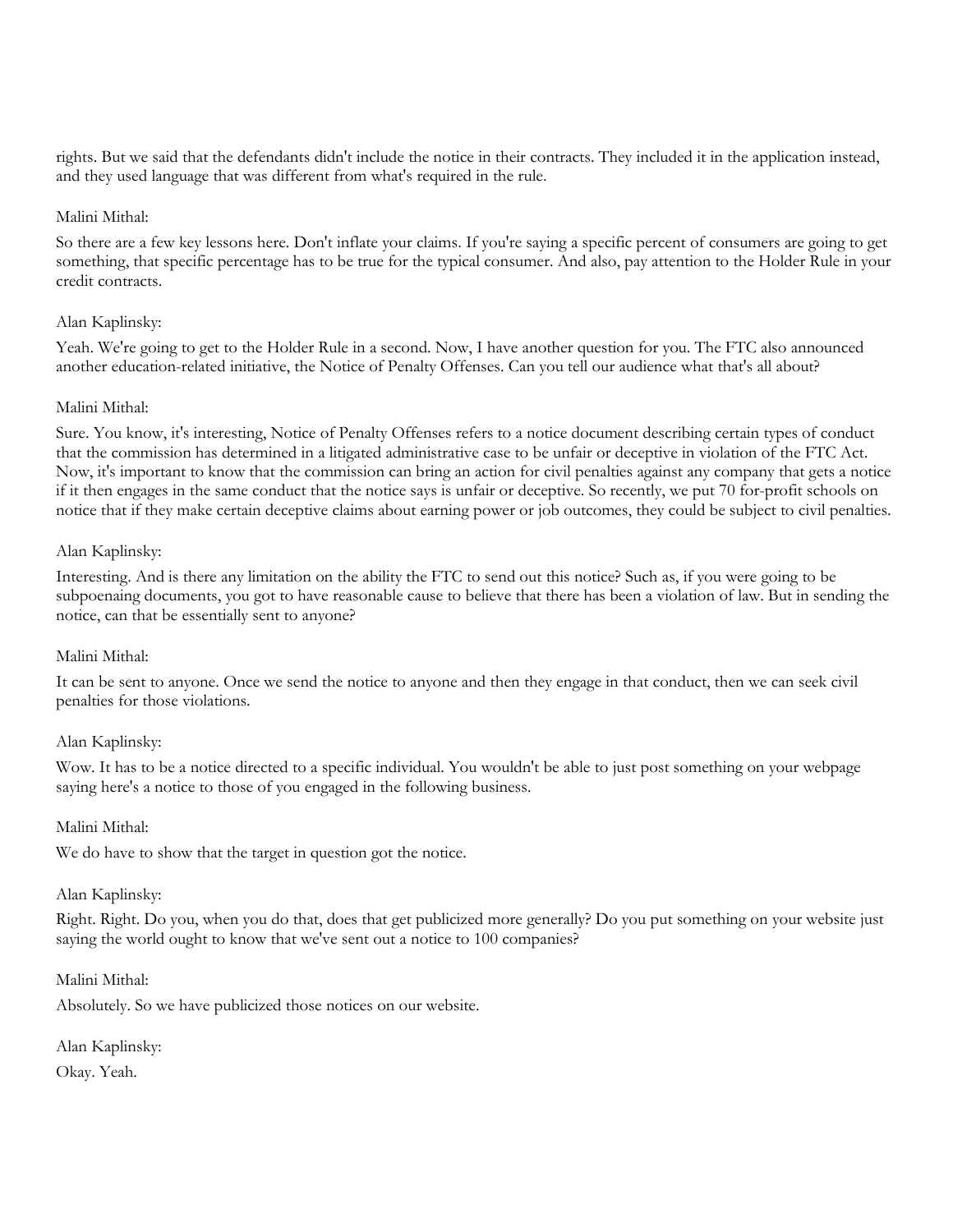rights. But we said that the defendants didn't include the notice in their contracts. They included it in the application instead, and they used language that was different from what's required in the rule.

Malini Mithal:

So there are a few key lessons here. Don't inflate your claims. If you're saying a specific percent of consumers are going to get something, that specific percentage has to be true for the typical consumer. And also, pay attention to the Holder Rule in your credit contracts.

Alan Kaplinsky:

Yeah. We're going to get to the Holder Rule in a second. Now, I have another question for you. The FTC also announced another education-related initiative, the Notice of Penalty Offenses. Can you tell our audience what that's all about?

Malini Mithal:

Sure. You know, it's interesting, Notice of Penalty Offenses refers to a notice document describing certain types of conduct that the commission has determined in a litigated administrative case to be unfair or deceptive in violation of the FTC Act. Now, it's important to know that the commission can bring an action for civil penalties against any company that gets a notice if it then engages in the same conduct that the notice says is unfair or deceptive. So recently, we put 70 for-profit schools on notice that if they make certain deceptive claims about earning power or job outcomes, they could be subject to civil penalties.

Alan Kaplinsky:

Interesting. And is there any limitation on the ability the FTC to send out this notice? Such as, if you were going to be subpoenaing documents, you got to have reasonable cause to believe that there has been a violation of law. But in sending the notice, can that be essentially sent to anyone?

Malini Mithal:

It can be sent to anyone. Once we send the notice to anyone and then they engage in that conduct, then we can seek civil penalties for those violations.

Alan Kaplinsky:

Wow. It has to be a notice directed to a specific individual. You wouldn't be able to just post something on your webpage saying here's a notice to those of you engaged in the following business.

Malini Mithal:

We do have to show that the target in question got the notice.

Alan Kaplinsky:

Right. Right. Do you, when you do that, does that get publicized more generally? Do you put something on your website just saying the world ought to know that we've sent out a notice to 100 companies?

Malini Mithal:

Absolutely. So we have publicized those notices on our website.

Alan Kaplinsky:

Okay. Yeah.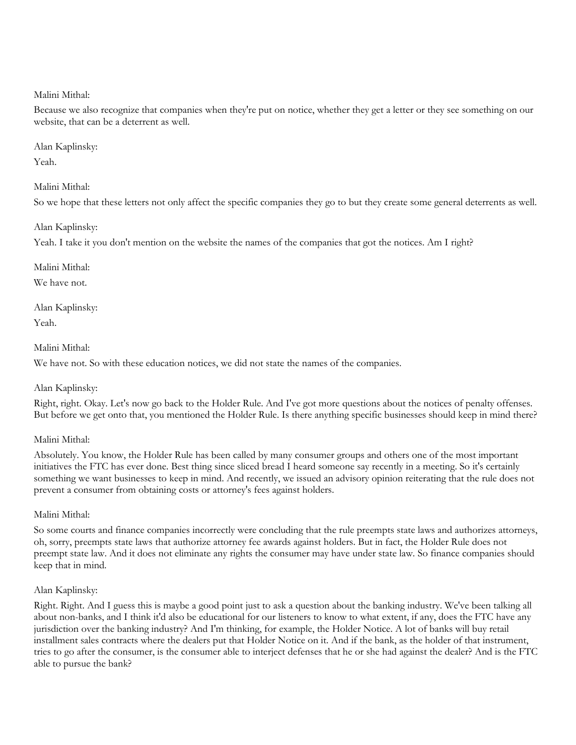Malini Mithal:

Because we also recognize that companies when they're put on notice, whether they get a letter or they see something on our website, that can be a deterrent as well.

Alan Kaplinsky:

Yeah.

Malini Mithal:

So we hope that these letters not only affect the specific companies they go to but they create some general deterrents as well.

Alan Kaplinsky:

Yeah. I take it you don't mention on the website the names of the companies that got the notices. Am I right?

Malini Mithal:

We have not.

Alan Kaplinsky:

Yeah.

Malini Mithal:

We have not. So with these education notices, we did not state the names of the companies.

Alan Kaplinsky:

Right, right. Okay. Let's now go back to the Holder Rule. And I've got more questions about the notices of penalty offenses. But before we get onto that, you mentioned the Holder Rule. Is there anything specific businesses should keep in mind there?

Malini Mithal:

Absolutely. You know, the Holder Rule has been called by many consumer groups and others one of the most important initiatives the FTC has ever done. Best thing since sliced bread I heard someone say recently in a meeting. So it's certainly something we want businesses to keep in mind. And recently, we issued an advisory opinion reiterating that the rule does not prevent a consumer from obtaining costs or attorney's fees against holders.

Malini Mithal:

So some courts and finance companies incorrectly were concluding that the rule preempts state laws and authorizes attorneys, oh, sorry, preempts state laws that authorize attorney fee awards against holders. But in fact, the Holder Rule does not preempt state law. And it does not eliminate any rights the consumer may have under state law. So finance companies should keep that in mind.

Alan Kaplinsky:

Right. Right. And I guess this is maybe a good point just to ask a question about the banking industry. We've been talking all about non-banks, and I think it'd also be educational for our listeners to know to what extent, if any, does the FTC have any jurisdiction over the banking industry? And I'm thinking, for example, the Holder Notice. A lot of banks will buy retail installment sales contracts where the dealers put that Holder Notice on it. And if the bank, as the holder of that instrument, tries to go after the consumer, is the consumer able to interject defenses that he or she had against the dealer? And is the FTC able to pursue the bank?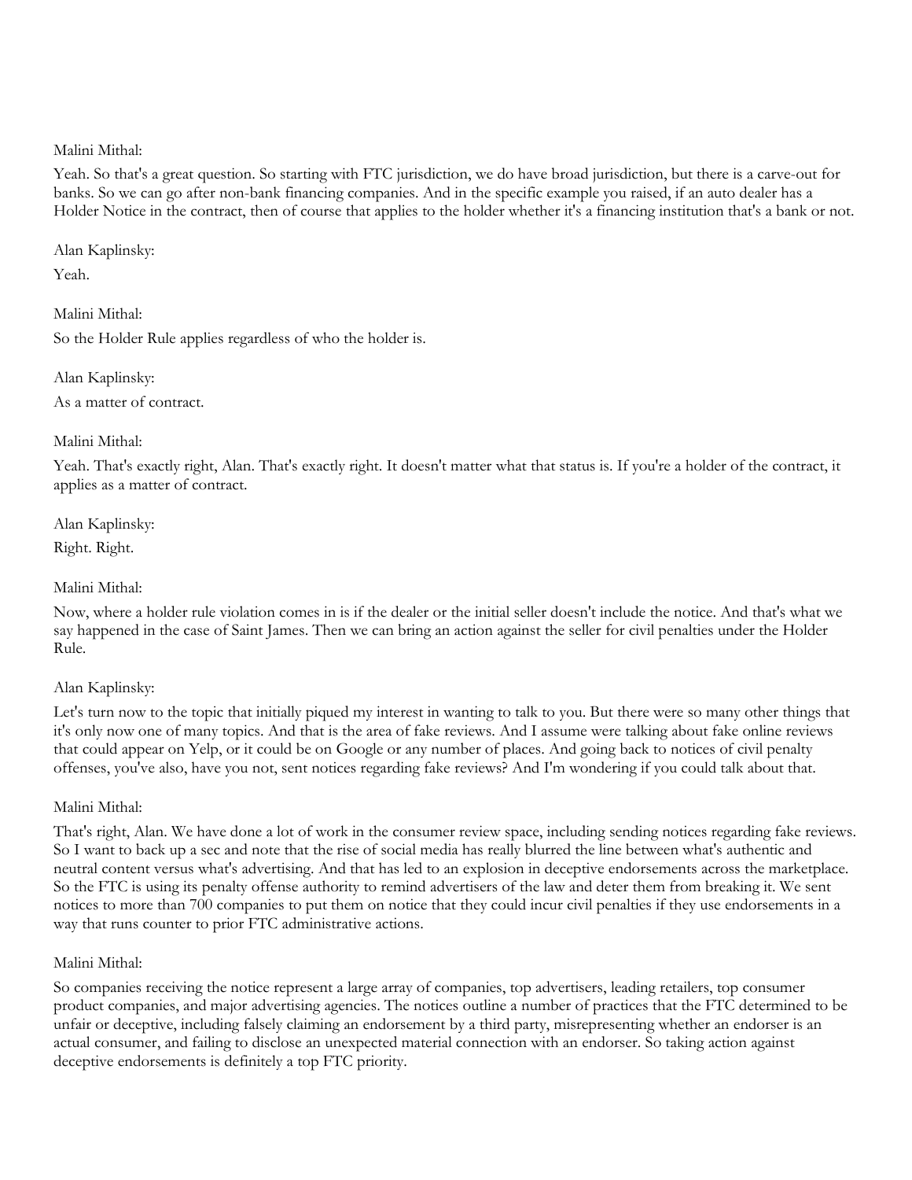Malini Mithal:

Yeah. So that's a great question. So starting with FTC jurisdiction, we do have broad jurisdiction, but there is a carve-out for banks. So we can go after non-bank financing companies. And in the specific example you raised, if an auto dealer has a Holder Notice in the contract, then of course that applies to the holder whether it's a financing institution that's a bank or not.

Alan Kaplinsky:

Yeah.

Malini Mithal:

So the Holder Rule applies regardless of who the holder is.

Alan Kaplinsky:

As a matter of contract.

Malini Mithal:

Yeah. That's exactly right, Alan. That's exactly right. It doesn't matter what that status is. If you're a holder of the contract, it applies as a matter of contract.

Alan Kaplinsky:

Right. Right.

Malini Mithal:

Now, where a holder rule violation comes in is if the dealer or the initial seller doesn't include the notice. And that's what we say happened in the case of Saint James. Then we can bring an action against the seller for civil penalties under the Holder Rule.

Alan Kaplinsky:

Let's turn now to the topic that initially piqued my interest in wanting to talk to you. But there were so many other things that it's only now one of many topics. And that is the area of fake reviews. And I assume were talking about fake online reviews that could appear on Yelp, or it could be on Google or any number of places. And going back to notices of civil penalty offenses, you've also, have you not, sent notices regarding fake reviews? And I'm wondering if you could talk about that.

Malini Mithal:

That's right, Alan. We have done a lot of work in the consumer review space, including sending notices regarding fake reviews. So I want to back up a sec and note that the rise of social media has really blurred the line between what's authentic and neutral content versus what's advertising. And that has led to an explosion in deceptive endorsements across the marketplace. So the FTC is using its penalty offense authority to remind advertisers of the law and deter them from breaking it. We sent notices to more than 700 companies to put them on notice that they could incur civil penalties if they use endorsements in a way that runs counter to prior FTC administrative actions.

Malini Mithal:

So companies receiving the notice represent a large array of companies, top advertisers, leading retailers, top consumer product companies, and major advertising agencies. The notices outline a number of practices that the FTC determined to be unfair or deceptive, including falsely claiming an endorsement by a third party, misrepresenting whether an endorser is an actual consumer, and failing to disclose an unexpected material connection with an endorser. So taking action against deceptive endorsements is definitely a top FTC priority.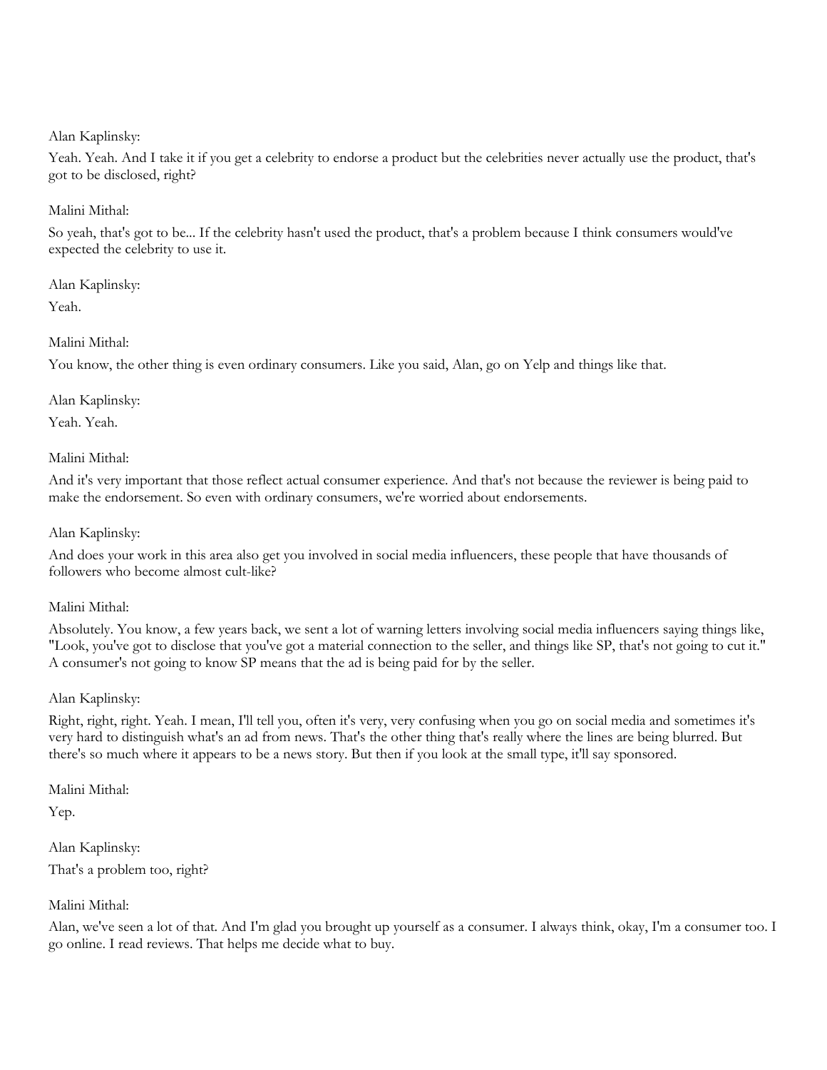Alan Kaplinsky:

Yeah. Yeah. And I take it if you get a celebrity to endorse a product but the celebrities never actually use the product, that's got to be disclosed, right?

Malini Mithal:

So yeah, that's got to be... If the celebrity hasn't used the product, that's a problem because I think consumers would've expected the celebrity to use it.

Alan Kaplinsky:

Yeah.

Malini Mithal:

You know, the other thing is even ordinary consumers. Like you said, Alan, go on Yelp and things like that.

Alan Kaplinsky:

Yeah. Yeah.

Malini Mithal:

And it's very important that those reflect actual consumer experience. And that's not because the reviewer is being paid to make the endorsement. So even with ordinary consumers, we're worried about endorsements.

Alan Kaplinsky:

And does your work in this area also get you involved in social media influencers, these people that have thousands of followers who become almost cult-like?

Malini Mithal:

Absolutely. You know, a few years back, we sent a lot of warning letters involving social media influencers saying things like, "Look, you've got to disclose that you've got a material connection to the seller, and things like SP, that's not going to cut it." A consumer's not going to know SP means that the ad is being paid for by the seller.

Alan Kaplinsky:

Right, right, right. Yeah. I mean, I'll tell you, often it's very, very confusing when you go on social media and sometimes it's very hard to distinguish what's an ad from news. That's the other thing that's really where the lines are being blurred. But there's so much where it appears to be a news story. But then if you look at the small type, it'll say sponsored.

Malini Mithal:

Yep.

Alan Kaplinsky:

That's a problem too, right?

Malini Mithal:

Alan, we've seen a lot of that. And I'm glad you brought up yourself as a consumer. I always think, okay, I'm a consumer too. I go online. I read reviews. That helps me decide what to buy.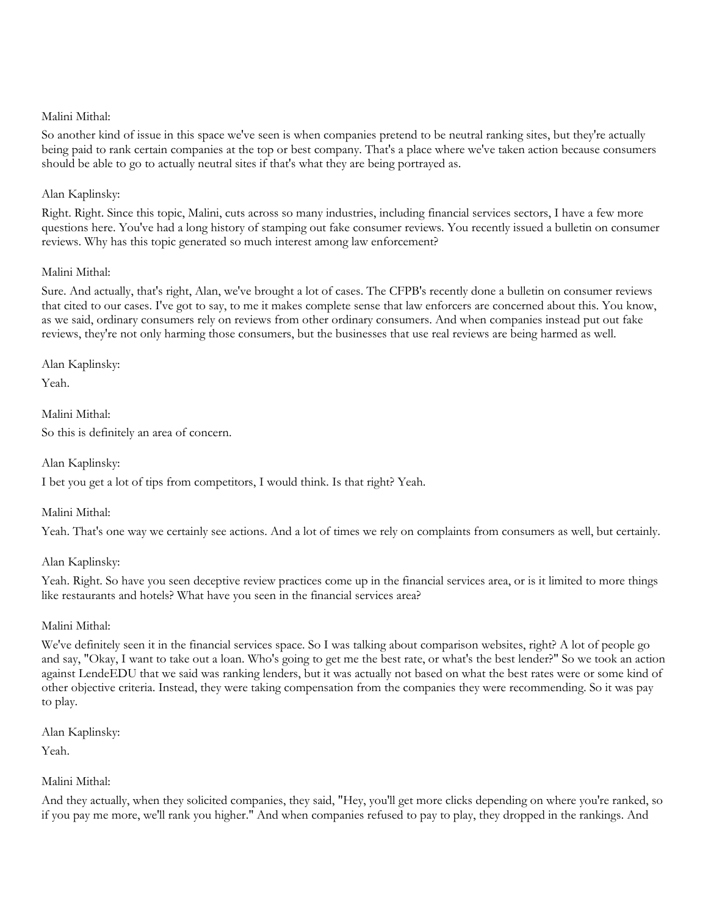Malini Mithal:

So another kind of issue in this space we've seen is when companies pretend to be neutral ranking sites, but they're actually being paid to rank certain companies at the top or best company. That's a place where we've taken action because consumers should be able to go to actually neutral sites if that's what they are being portrayed as.

Alan Kaplinsky:

Right. Right. Since this topic, Malini, cuts across so many industries, including financial services sectors, I have a few more questions here. You've had a long history of stamping out fake consumer reviews. You recently issued a bulletin on consumer reviews. Why has this topic generated so much interest among law enforcement?

Malini Mithal:

Sure. And actually, that's right, Alan, we've brought a lot of cases. The CFPB's recently done a bulletin on consumer reviews that cited to our cases. I've got to say, to me it makes complete sense that law enforcers are concerned about this. You know, as we said, ordinary consumers rely on reviews from other ordinary consumers. And when companies instead put out fake reviews, they're not only harming those consumers, but the businesses that use real reviews are being harmed as well.

Alan Kaplinsky:

Yeah.

Malini Mithal:

So this is definitely an area of concern.

Alan Kaplinsky:

I bet you get a lot of tips from competitors, I would think. Is that right? Yeah.

Malini Mithal:

Yeah. That's one way we certainly see actions. And a lot of times we rely on complaints from consumers as well, but certainly.

Alan Kaplinsky:

Yeah. Right. So have you seen deceptive review practices come up in the financial services area, or is it limited to more things like restaurants and hotels? What have you seen in the financial services area?

Malini Mithal:

We've definitely seen it in the financial services space. So I was talking about comparison websites, right? A lot of people go and say, "Okay, I want to take out a loan. Who's going to get me the best rate, or what's the best lender?" So we took an action against LendeEDU that we said was ranking lenders, but it was actually not based on what the best rates were or some kind of other objective criteria. Instead, they were taking compensation from the companies they were recommending. So it was pay to play.

Alan Kaplinsky:

Yeah.

Malini Mithal:

And they actually, when they solicited companies, they said, "Hey, you'll get more clicks depending on where you're ranked, so if you pay me more, we'll rank you higher." And when companies refused to pay to play, they dropped in the rankings. And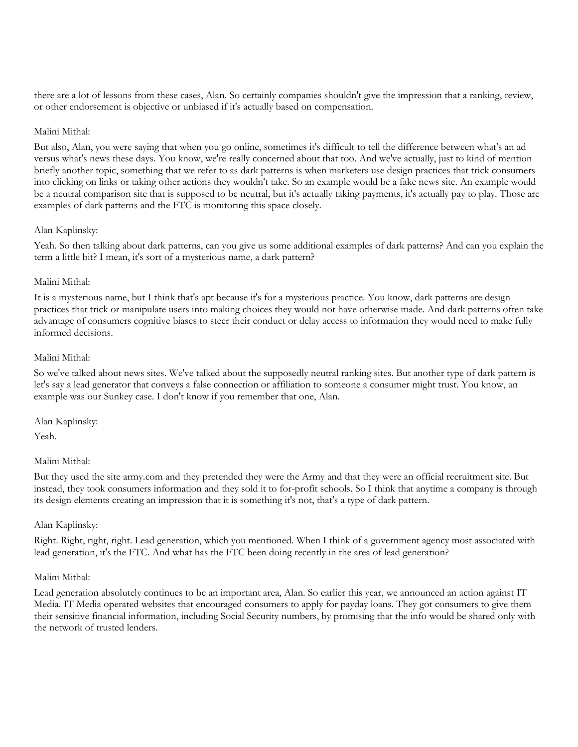there are a lot of lessons from these cases, Alan. So certainly companies shouldn't give the impression that a ranking, review, or other endorsement is objective or unbiased if it's actually based on compensation.

Malini Mithal:

But also, Alan, you were saying that when you go online, sometimes it's difficult to tell the difference between what's an ad versus what's news these days. You know, we're really concerned about that too. And we've actually, just to kind of mention briefly another topic, something that we refer to as dark patterns is when marketers use design practices that trick consumers into clicking on links or taking other actions they wouldn't take. So an example would be a fake news site. An example would be a neutral comparison site that is supposed to be neutral, but it's actually taking payments, it's actually pay to play. Those are examples of dark patterns and the FTC is monitoring this space closely.

Alan Kaplinsky:

Yeah. So then talking about dark patterns, can you give us some additional examples of dark patterns? And can you explain the term a little bit? I mean, it's sort of a mysterious name, a dark pattern?

Malini Mithal:

It is a mysterious name, but I think that's apt because it's for a mysterious practice. You know, dark patterns are design practices that trick or manipulate users into making choices they would not have otherwise made. And dark patterns often take advantage of consumers cognitive biases to steer their conduct or delay access to information they would need to make fully informed decisions.

Malini Mithal:

So we've talked about news sites. We've talked about the supposedly neutral ranking sites. But another type of dark pattern is let's say a lead generator that conveys a false connection or affiliation to someone a consumer might trust. You know, an example was our Sunkey case. I don't know if you remember that one, Alan.

Alan Kaplinsky:

Yeah.

Malini Mithal:

But they used the site army.com and they pretended they were the Army and that they were an official recruitment site. But instead, they took consumers information and they sold it to for-profit schools. So I think that anytime a company is through its design elements creating an impression that it is something it's not, that's a type of dark pattern.

Alan Kaplinsky:

Right. Right, right, right. Lead generation, which you mentioned. When I think of a government agency most associated with lead generation, it's the FTC. And what has the FTC been doing recently in the area of lead generation?

Malini Mithal:

Lead generation absolutely continues to be an important area, Alan. So earlier this year, we announced an action against IT Media. IT Media operated websites that encouraged consumers to apply for payday loans. They got consumers to give them their sensitive financial information, including Social Security numbers, by promising that the info would be shared only with the network of trusted lenders.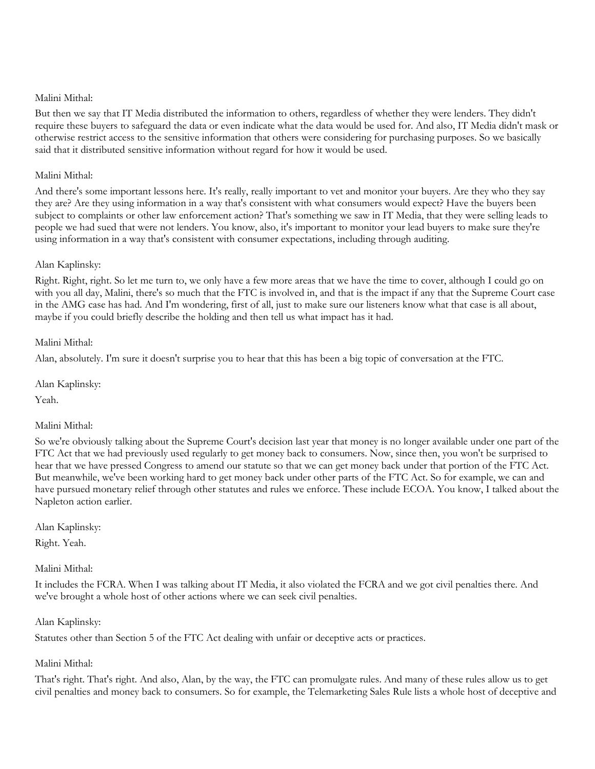Malini Mithal:

But then we say that IT Media distributed the information to others, regardless of whether they were lenders. They didn't require these buyers to safeguard the data or even indicate what the data would be used for. And also, IT Media didn't mask or otherwise restrict access to the sensitive information that others were considering for purchasing purposes. So we basically said that it distributed sensitive information without regard for how it would be used.

Malini Mithal:

And there's some important lessons here. It's really, really important to vet and monitor your buyers. Are they who they say they are? Are they using information in a way that's consistent with what consumers would expect? Have the buyers been subject to complaints or other law enforcement action? That's something we saw in IT Media, that they were selling leads to people we had sued that were not lenders. You know, also, it's important to monitor your lead buyers to make sure they're using information in a way that's consistent with consumer expectations, including through auditing.

Alan Kaplinsky:

Right. Right, right. So let me turn to, we only have a few more areas that we have the time to cover, although I could go on with you all day, Malini, there's so much that the FTC is involved in, and that is the impact if any that the Supreme Court case in the AMG case has had. And I'm wondering, first of all, just to make sure our listeners know what that case is all about, maybe if you could briefly describe the holding and then tell us what impact has it had.

Malini Mithal:

Alan, absolutely. I'm sure it doesn't surprise you to hear that this has been a big topic of conversation at the FTC.

Alan Kaplinsky:

Yeah.

Malini Mithal:

So we're obviously talking about the Supreme Court's decision last year that money is no longer available under one part of the FTC Act that we had previously used regularly to get money back to consumers. Now, since then, you won't be surprised to hear that we have pressed Congress to amend our statute so that we can get money back under that portion of the FTC Act. But meanwhile, we've been working hard to get money back under other parts of the FTC Act. So for example, we can and have pursued monetary relief through other statutes and rules we enforce. These include ECOA. You know, I talked about the Napleton action earlier.

Alan Kaplinsky:

Right. Yeah.

Malini Mithal:

It includes the FCRA. When I was talking about IT Media, it also violated the FCRA and we got civil penalties there. And we've brought a whole host of other actions where we can seek civil penalties.

Alan Kaplinsky:

Statutes other than Section 5 of the FTC Act dealing with unfair or deceptive acts or practices.

Malini Mithal:

That's right. That's right. And also, Alan, by the way, the FTC can promulgate rules. And many of these rules allow us to get civil penalties and money back to consumers. So for example, the Telemarketing Sales Rule lists a whole host of deceptive and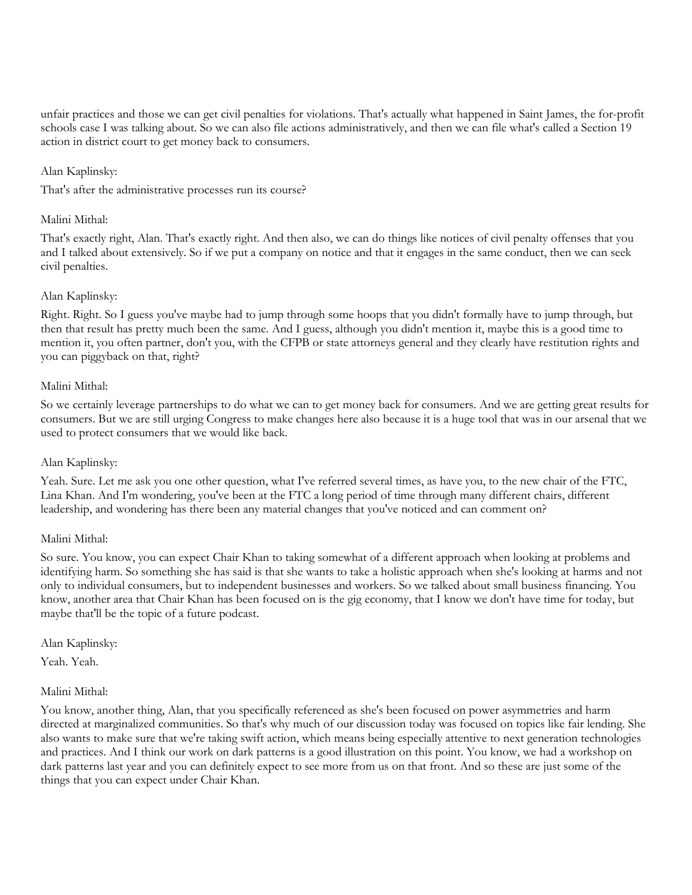unfair practices and those we can get civil penalties for violations. That's actually what happened in Saint James, the for-profit schools case I was talking about. So we can also file actions administratively, and then we can file what's called a Section 19 action in district court to get money back to consumers.

Alan Kaplinsky:

That's after the administrative processes run its course?

Malini Mithal:

That's exactly right, Alan. That's exactly right. And then also, we can do things like notices of civil penalty offenses that you and I talked about extensively. So if we put a company on notice and that it engages in the same conduct, then we can seek civil penalties.

Alan Kaplinsky:

Right. Right. So I guess you've maybe had to jump through some hoops that you didn't formally have to jump through, but then that result has pretty much been the same. And I guess, although you didn't mention it, maybe this is a good time to mention it, you often partner, don't you, with the CFPB or state attorneys general and they clearly have restitution rights and you can piggyback on that, right?

Malini Mithal:

So we certainly leverage partnerships to do what we can to get money back for consumers. And we are getting great results for consumers. But we are still urging Congress to make changes here also because it is a huge tool that was in our arsenal that we used to protect consumers that we would like back.

Alan Kaplinsky:

Yeah. Sure. Let me ask you one other question, what I've referred several times, as have you, to the new chair of the FTC, Lina Khan. And I'm wondering, you've been at the FTC a long period of time through many different chairs, different leadership, and wondering has there been any material changes that you've noticed and can comment on?

Malini Mithal:

So sure. You know, you can expect Chair Khan to taking somewhat of a different approach when looking at problems and identifying harm. So something she has said is that she wants to take a holistic approach when she's looking at harms and not only to individual consumers, but to independent businesses and workers. So we talked about small business financing. You know, another area that Chair Khan has been focused on is the gig economy, that I know we don't have time for today, but maybe that'll be the topic of a future podcast.

Alan Kaplinsky:

Yeah. Yeah.

Malini Mithal:

You know, another thing, Alan, that you specifically referenced as she's been focused on power asymmetries and harm directed at marginalized communities. So that's why much of our discussion today was focused on topics like fair lending. She also wants to make sure that we're taking swift action, which means being especially attentive to next generation technologies and practices. And I think our work on dark patterns is a good illustration on this point. You know, we had a workshop on dark patterns last year and you can definitely expect to see more from us on that front. And so these are just some of the things that you can expect under Chair Khan.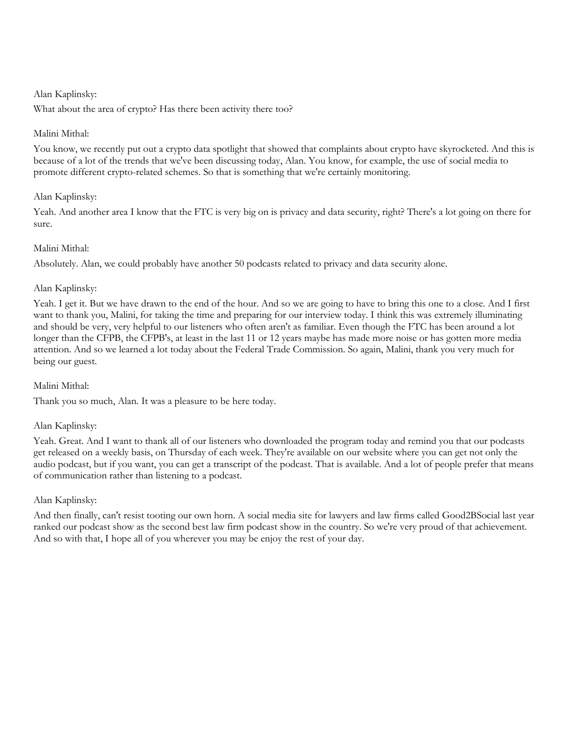Alan Kaplinsky:

What about the area of crypto? Has there been activity there too?

Malini Mithal:

You know, we recently put out a crypto data spotlight that showed that complaints about crypto have skyrocketed. And this is because of a lot of the trends that we've been discussing today, Alan. You know, for example, the use of social media to promote different crypto-related schemes. So that is something that we're certainly monitoring.

Alan Kaplinsky:

Yeah. And another area I know that the FTC is very big on is privacy and data security, right? There's a lot going on there for sure.

Malini Mithal:

Absolutely. Alan, we could probably have another 50 podcasts related to privacy and data security alone.

Alan Kaplinsky:

Yeah. I get it. But we have drawn to the end of the hour. And so we are going to have to bring this one to a close. And I first want to thank you, Malini, for taking the time and preparing for our interview today. I think this was extremely illuminating and should be very, very helpful to our listeners who often aren't as familiar. Even though the FTC has been around a lot longer than the CFPB, the CFPB's, at least in the last 11 or 12 years maybe has made more noise or has gotten more media attention. And so we learned a lot today about the Federal Trade Commission. So again, Malini, thank you very much for being our guest.

Malini Mithal:

Thank you so much, Alan. It was a pleasure to be here today.

Alan Kaplinsky:

Yeah. Great. And I want to thank all of our listeners who downloaded the program today and remind you that our podcasts get released on a weekly basis, on Thursday of each week. They're available on our website where you can get not only the audio podcast, but if you want, you can get a transcript of the podcast. That is available. And a lot of people prefer that means of communication rather than listening to a podcast.

Alan Kaplinsky:

And then finally, can't resist tooting our own horn. A social media site for lawyers and law firms called Good2BSocial last year ranked our podcast show as the second best law firm podcast show in the country. So we're very proud of that achievement. And so with that, I hope all of you wherever you may be enjoy the rest of your day.